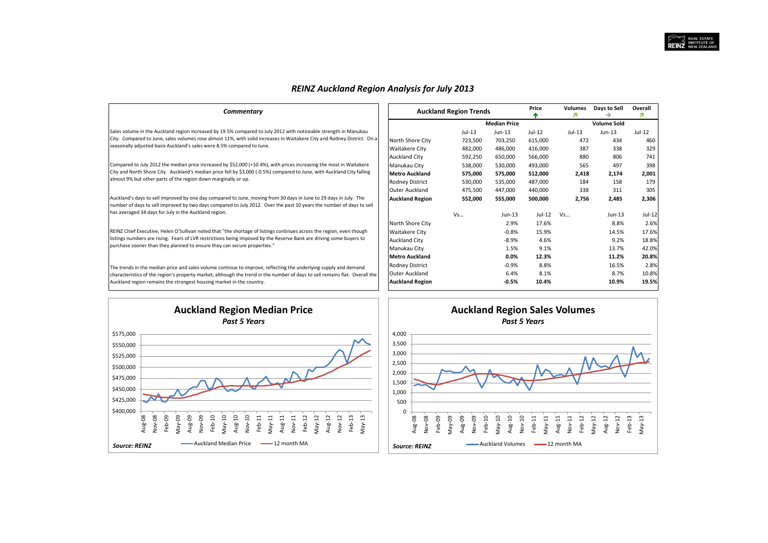# *REINZ Auckland Region Analysis for July 2013*

## *Commentary*

Sales volume in the Auckland region increased by 19.5% compared to July 2012 with noticeable strength in Manukau City. Compared to June, sales volumes rose almost 11%, with solid increases in Waitakere City and Rodney District. On a seasonally adjusted basis Auckland's sales were 8.5% compared to June.

Compared to July 2012 the median price increased by $52,000 (+10.4%), with prices increasing the most in Waitakere City and North Shore City. Auckland's median price fell by $3,000 (-0.5%) compared to June, with Auckland City falling almost 9% but other parts of the region down marginally or up.

Auckland's days to sell improved by one day compared to June, moving from 30 days in June to 29 days in July. The number of days to sell improved by two days compared to July 2012. Over the past 10 years the number of days to sell has averaged 34 days for July in the Auckland region.

REINZ Chief Executive, Helen O'Sullivan noted that "the shortage of listings continues across the region, even though listings numbers are rising. Fears of LVR restrictions being imposed by the Reserve Bank are driving some buyers to purchase sooner than they planned to ensure they can secure properties."

The trends in the median price and sales volume continue to improve, reflecting the underlying supply and demand characteristics of the region's property market, although the trend in the number of days to sell remains flat. Overall the Auckland region remains the strongest housing market in the country.

| Auckland Region Trends | | | Price ↑ | Volumes ↗ | Days to Sell → | Overall ↗ |
|---|---|---|---|---|---|---|
| | | Median Price | | | Volume Sold | |
| | Jul-13 | Jun-13 | Jul-12 | Jul-13 | Jun-13 | Jul-12 |
| North Shore City | 723,500 | 703,250 | 615,000 | 472 | 434 | 460 |
| Waitakere City | 482,000 | 486,000 | 416,000 | 387 | 338 | 329 |
| Auckland City | 592,250 | 650,000 | 566,000 | 880 | 806 | 741 |
| Manukau City | 538,000 | 530,000 | 493,000 | 565 | 497 | 398 |
| **Metro Auckland** | **575,000** | **575,000** | **512,000** | **2,418** | **2,174** | **2,001** |
| Rodney District | 530,000 | 535,000 | 487,000 | 184 | 158 | 179 |
| Outer Auckland | 475,500 | 447,000 | 440,000 | 338 | 311 | 305 |
| **Auckland Region** | **552,000** | **555,000** | **500,000** | **2,756** | **2,485** | **2,306** |
| | Vs... | Jun-13 | Jul-12 | Vs... | Jun-13 | Jul-12 |
| North Shore City | | 2.9% | 17.6% | | 8.8% | 2.6% |
| Waitakere City | | -0.8% | 15.9% | | 14.5% | 17.6% |
| Auckland City | | -8.9% | 4.6% | | 9.2% | 18.8% |
| Manukau City | | 1.5% | 9.1% | | 13.7% | 42.0% |
| **Metro Auckland** | | **0.0%** | **12.3%** | | **11.2%** | **20.8%** |
| Rodney District | | -0.9% | 8.8% | | 16.5% | 2.8% |
| Outer Auckland | | 6.4% | 8.1% | | 8.7% | 10.8% |
| **Auckland Region** | | **-0.5%** | **10.4%** | | **10.9%** | **19.5%** |

## Auckland Region Median Price
*Past 5 Years*

Legend: Auckland Median Price; 12 month MA

*Source: REINZ*

## Auckland Region Sales Volumes
*Past 5 Years*

Legend: Auckland Volumes; 12 month MA

*Source: REINZ*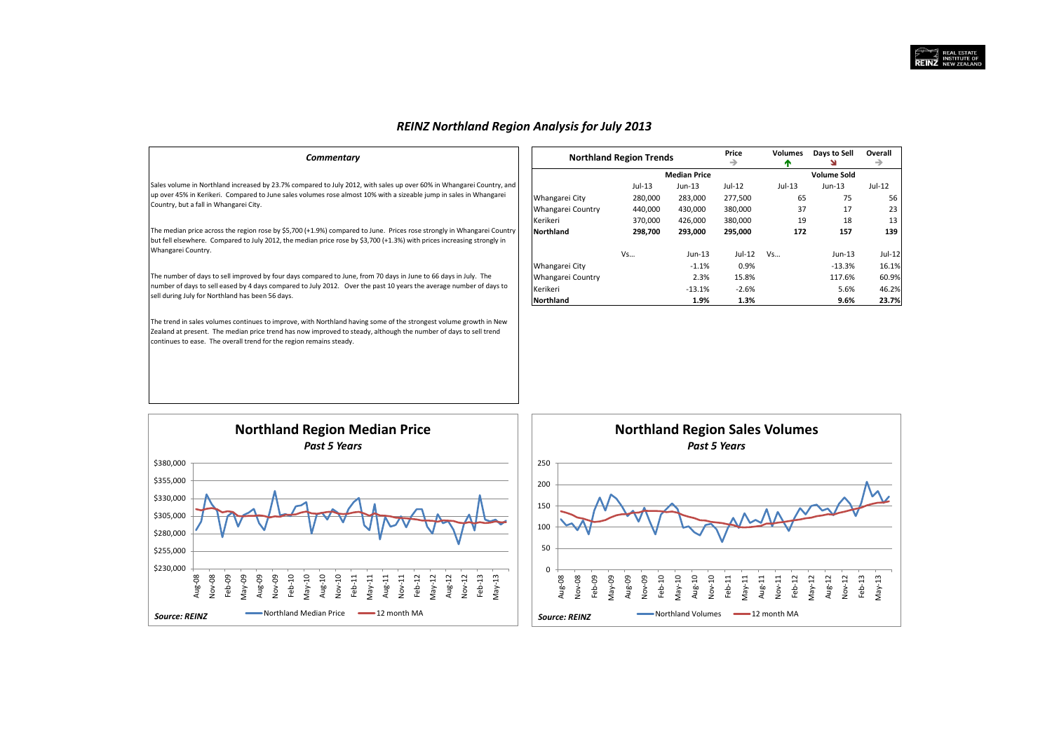# REINZ Northland Region Analysis for July 2013

### Commentary

Sales volume in Northland increased by 23.7% compared to July 2012, with sales up over 60% in Whangarei Country, and up over 45% in Kerikeri. Compared to June sales volumes rose almost 10% with a sizeable jump in sales in Whangarei Country, but a fall in Whangarei City.

The median price across the region rose by $5,700 (+1.9%) compared to June. Prices rose strongly in Whangarei Country but fell elsewhere. Compared to July 2012, the median price rose by $3,700 (+1.3%) with prices increasing strongly in Whangarei Country.

The number of days to sell improved by four days compared to June, from 70 days in June to 66 days in July. The number of days to sell eased by 4 days compared to July 2012. Over the past 10 years the average number of days to sell during July for Northland has been 56 days.

The trend in sales volumes continues to improve, with Northland having some of the strongest volume growth in New Zealand at present. The median price trend has now improved to steady, although the number of days to sell trend continues to ease. The overall trend for the region remains steady.

| Northland Region Trends | Price → | | Volumes ↑ | Days to Sell ↘ | Overall → |
|---|---|---|---|---|---|
| | **Median Price** | | | **Volume Sold** | |
| | Jul-13 | Jun-13 | Jul-12 | Jul-13 | Jun-13 | Jul-12 |
| Whangarei City | 280,000 | 283,000 | 277,500 | 65 | 75 | 56 |
| Whangarei Country | 440,000 | 430,000 | 380,000 | 37 | 17 | 23 |
| Kerikeri | 370,000 | 426,000 | 380,000 | 19 | 18 | 13 |
| **Northland** | **298,700** | **293,000** | **295,000** | **172** | **157** | **139** |
| | Vs... | Jun-13 | Jul-12 | Vs... | Jun-13 | Jul-12 |
| Whangarei City | | -1.1% | 0.9% | | -13.3% | 16.1% |
| Whangarei Country | | 2.3% | 15.8% | | 117.6% | 60.9% |
| Kerikeri | | -13.1% | -2.6% | | 5.6% | 46.2% |
| **Northland** | | **1.9%** | **1.3%** | | **9.6%** | **23.7%** |

## Northland Region Median Price
*Past 5 Years*

Northland Median Price — 12 month MA

*Source: REINZ*

## Northland Region Sales Volumes
*Past 5 Years*

Northland Volumes — 12 month MA

*Source: REINZ*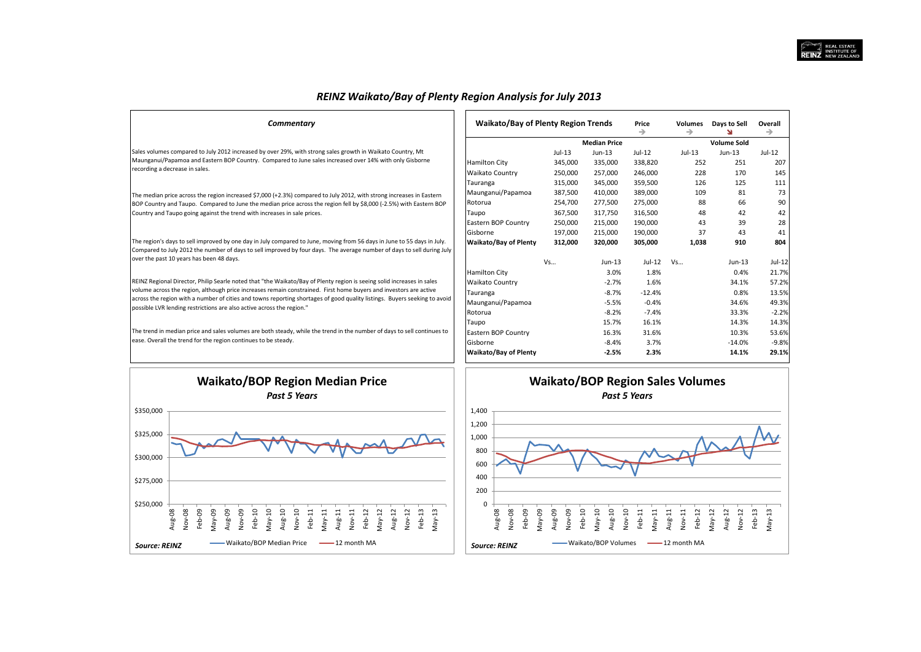# REINZ Waikato/Bay of Plenty Region Analysis for July 2013

### Commentary

Sales volumes compared to July 2012 increased by over 29%, with strong sales growth in Waikato Country, Mt Maunganui/Papamoa and Eastern BOP Country. Compared to June sales increased over 14% with only Gisborne recording a decrease in sales.

The median price across the region increased $7,000 (+2.3%) compared to July 2012, with strong increases in Eastern BOP Country and Taupo. Compared to June the median price across the region fell by $8,000 (-2.5%) with Eastern BOP Country and Taupo going against the trend with increases in sale prices.

The region's days to sell improved by one day in July compared to June, moving from 56 days in June to 55 days in July. Compared to July 2012 the number of days to sell improved by four days. The average number of days to sell during July over the past 10 years has been 48 days.

REINZ Regional Director, Philip Searle noted that "the Waikato/Bay of Plenty region is seeing solid increases in sales volume across the region, although price increases remain constrained. First home buyers and investors are active across the region with a number of cities and towns reporting shortages of good quality listings. Buyers seeking to avoid possible LVR lending restrictions are also active across the region."

The trend in median price and sales volumes are both steady, while the trend in the number of days to sell continues to ease. Overall the trend for the region continues to be steady.

### Waikato/Bay of Plenty Region Trends

| | Price | Volumes | Days to Sell | Overall |
|---|---|---|---|---|
| Trend | → | → | ↘ | → |

| | Median Price | | | Volume Sold | | |
|---|---|---|---|---|---|---|
| | Jul-13 | Jun-13 | Jul-12 | Jul-13 | Jun-13 | Jul-12 |
| Hamilton City | 345,000 | 335,000 | 338,820 | 252 | 251 | 207 |
| Waikato Country | 250,000 | 257,000 | 246,000 | 228 | 170 | 145 |
| Tauranga | 315,000 | 345,000 | 359,500 | 126 | 125 | 111 |
| Maunganui/Papamoa | 387,500 | 410,000 | 389,000 | 109 | 81 | 73 |
| Rotorua | 254,700 | 277,500 | 275,000 | 88 | 66 | 90 |
| Taupo | 367,500 | 317,750 | 316,500 | 48 | 42 | 42 |
| Eastern BOP Country | 250,000 | 215,000 | 190,000 | 43 | 39 | 28 |
| Gisborne | 197,000 | 215,000 | 190,000 | 37 | 43 | 41 |
| **Waikato/Bay of Plenty** | **312,000** | **320,000** | **305,000** | **1,038** | **910** | **804** |

| | Vs... | Jun-13 | Jul-12 | Vs... | Jun-13 | Jul-12 |
|---|---|---|---|---|---|---|
| Hamilton City | | 3.0% | 1.8% | | 0.4% | 21.7% |
| Waikato Country | | -2.7% | 1.6% | | 34.1% | 57.2% |
| Tauranga | | -8.7% | -12.4% | | 0.8% | 13.5% |
| Maunganui/Papamoa | | -5.5% | -0.4% | | 34.6% | 49.3% |
| Rotorua | | -8.2% | -7.4% | | 33.3% | -2.2% |
| Taupo | | 15.7% | 16.1% | | 14.3% | 14.3% |
| Eastern BOP Country | | 16.3% | 31.6% | | 10.3% | 53.6% |
| Gisborne | | -8.4% | 3.7% | | -14.0% | -9.8% |
| **Waikato/Bay of Plenty** | | **-2.5%** | **2.3%** | | **14.1%** | **29.1%** |

### Waikato/BOP Region Median Price
*Past 5 Years*

*Source: REINZ*

Waikato/BOP Median Price — 12 month MA

### Waikato/BOP Region Sales Volumes
*Past 5 Years*

*Source: REINZ*

Waikato/BOP Volumes — 12 month MA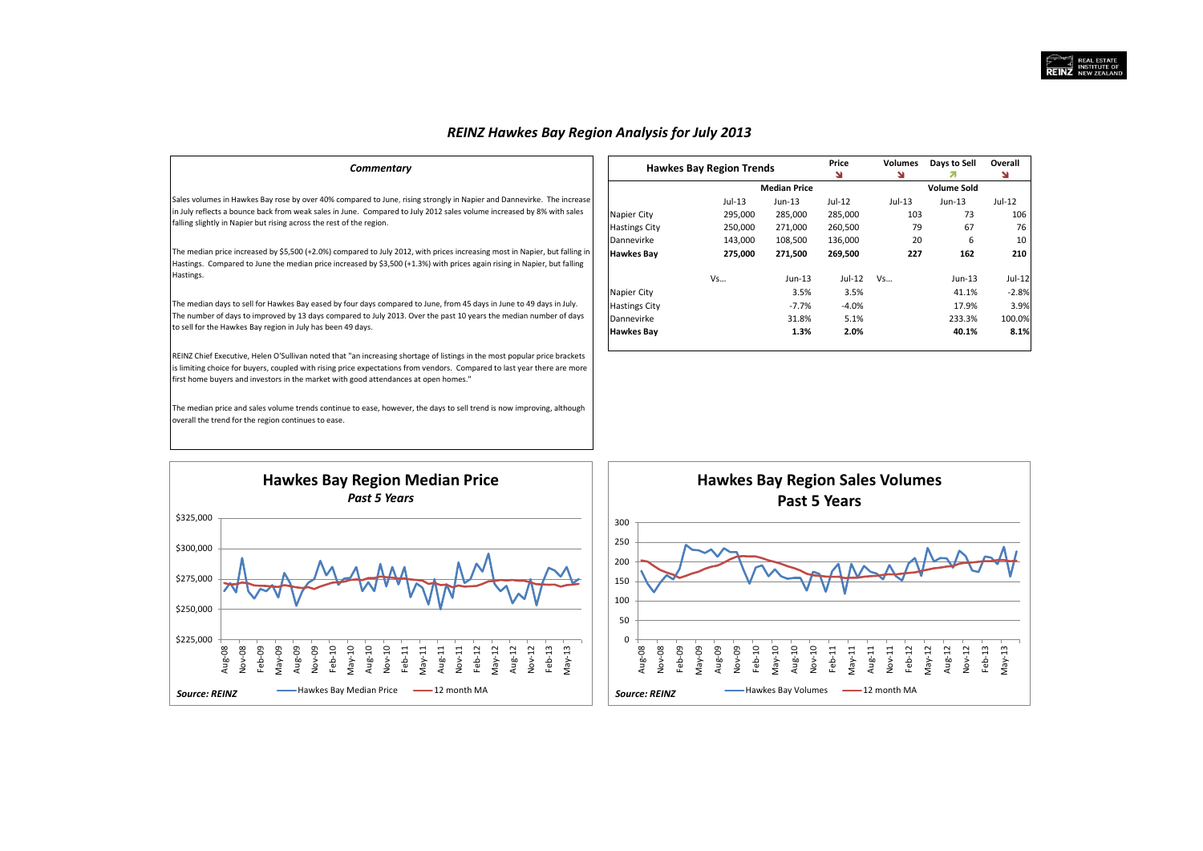# REINZ Hawkes Bay Region Analysis for July 2013

### Commentary

Sales volumes in Hawkes Bay rose by over 40% compared to June, rising strongly in Napier and Dannevirke. The increase in July reflects a bounce back from weak sales in June. Compared to July 2012 sales volume increased by 8% with sales falling slightly in Napier but rising across the rest of the region.

The median price increased by $5,500 (+2.0%) compared to July 2012, with prices increasing most in Napier, but falling in Hastings. Compared to June the median price increased by $3,500 (+1.3%) with prices again rising in Napier, but falling Hastings.

The median days to sell for Hawkes Bay eased by four days compared to June, from 45 days in June to 49 days in July. The number of days to improved by 13 days compared to July 2013. Over the past 10 years the median number of days to sell for the Hawkes Bay region in July has been 49 days.

REINZ Chief Executive, Helen O'Sullivan noted that "an increasing shortage of listings in the most popular price brackets is limiting choice for buyers, coupled with rising price expectations from vendors. Compared to last year there are more first home buyers and investors in the market with good attendances at open homes."

The median price and sales volume trends continue to ease, however, the days to sell trend is now improving, although overall the trend for the region continues to ease.

| Hawkes Bay Region Trends | | | Price ↘ | Volumes ↘ | Days to Sell ↗ | Overall ↘ |
|---|---|---|---|---|---|---|
| | | Median Price | | | Volume Sold | |
| | Jul-13 | Jun-13 | Jul-12 | Jul-13 | Jun-13 | Jul-12 |
| Napier City | 295,000 | 285,000 | 285,000 | 103 | 73 | 106 |
| Hastings City | 250,000 | 271,000 | 260,500 | 79 | 67 | 76 |
| Dannevirke | 143,000 | 108,500 | 136,000 | 20 | 6 | 10 |
| **Hawkes Bay** | **275,000** | **271,500** | **269,500** | **227** | **162** | **210** |
| | Vs... | Jun-13 | Jul-12 | Vs... | Jun-13 | Jul-12 |
| Napier City | | 3.5% | 3.5% | | 41.1% | -2.8% |
| Hastings City | | -7.7% | -4.0% | | 17.9% | 3.9% |
| Dannevirke | | 31.8% | 5.1% | | 233.3% | 100.0% |
| **Hawkes Bay** | | **1.3%** | **2.0%** | | **40.1%** | **8.1%** |

## Hawkes Bay Region Median Price
*Past 5 Years*

*Source: REINZ* — Hawkes Bay Median Price; 12 month MA

## Hawkes Bay Region Sales Volumes
**Past 5 Years**

*Source: REINZ* — Hawkes Bay Volumes; 12 month MA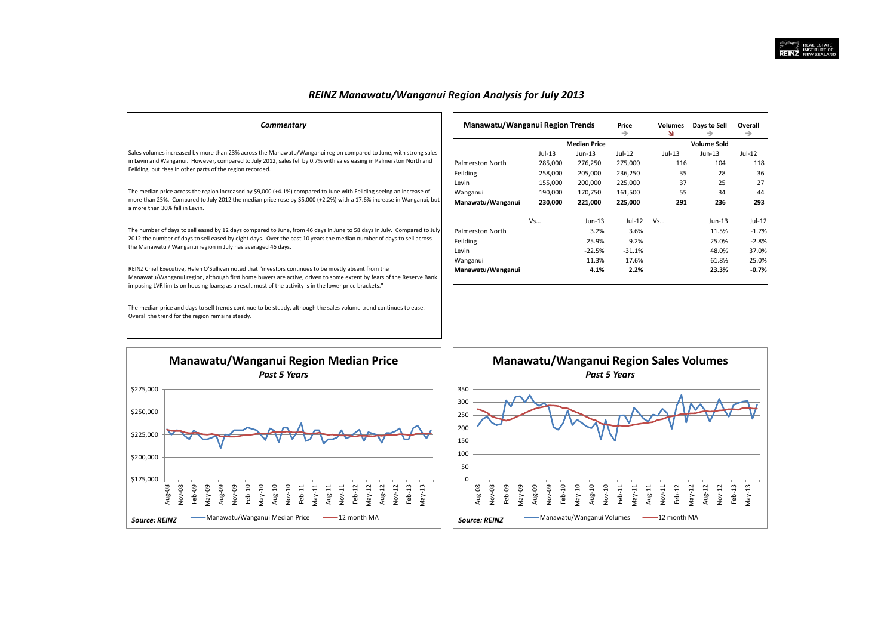# *REINZ Manawatu/Wanganui Region Analysis for July 2013*

## *Commentary*

Sales volumes increased by more than 23% across the Manawatu/Wanganui region compared to June, with strong sales in Levin and Wanganui. However, compared to July 2012, sales fell by 0.7% with sales easing in Palmerston North and Feilding, but rises in other parts of the region recorded.

The median price across the region increased by $9,000 (+4.1%) compared to June with Feilding seeing an increase of more than 25%. Compared to July 2012 the median price rose by $5,000 (+2.2%) with a 17.6% increase in Wanganui, but a more than 30% fall in Levin.

The number of days to sell eased by 12 days compared to June, from 46 days in June to 58 days in July. Compared to July 2012 the number of days to sell eased by eight days. Over the past 10 years the median number of days to sell across the Manawatu / Wanganui region in July has averaged 46 days.

REINZ Chief Executive, Helen O'Sullivan noted that "investors continues to be mostly absent from the Manawatu/Wanganui region, although first home buyers are active, driven to some extent by fears of the Reserve Bank imposing LVR limits on housing loans; as a result most of the activity is in the lower price brackets."

The median price and days to sell trends continue to be steady, although the sales volume trend continues to ease. Overall the trend for the region remains steady.

## Manawatu/Wanganui Region Trends

| | Price → | Volumes ↘ | Days to Sell → | Overall → |
|---|---|---|---|---|

| | Median Price | | | Volume Sold | | |
|---|---|---|---|---|---|---|
| | Jul-13 | Jun-13 | Jul-12 | Jul-13 | Jun-13 | Jul-12 |
| Palmerston North | 285,000 | 276,250 | 275,000 | 116 | 104 | 118 |
| Feilding | 258,000 | 205,000 | 236,250 | 35 | 28 | 36 |
| Levin | 155,000 | 200,000 | 225,000 | 37 | 25 | 27 |
| Wanganui | 190,000 | 170,750 | 161,500 | 55 | 34 | 44 |
| **Manawatu/Wanganui** | **230,000** | **221,000** | **225,000** | **291** | **236** | **293** |
| | Vs... | Jun-13 | Jul-12 | Vs... | Jun-13 | Jul-12 |
| Palmerston North | | 3.2% | 3.6% | | 11.5% | -1.7% |
| Feilding | | 25.9% | 9.2% | | 25.0% | -2.8% |
| Levin | | -22.5% | -31.1% | | 48.0% | 37.0% |
| Wanganui | | 11.3% | 17.6% | | 61.8% | 25.0% |
| **Manawatu/Wanganui** | | **4.1%** | **2.2%** | | **23.3%** | **-0.7%** |

## Manawatu/Wanganui Region Median Price
*Past 5 Years*

*Source: REINZ* — Manawatu/Wanganui Median Price; 12 month MA

## Manawatu/Wanganui Region Sales Volumes
*Past 5 Years*

*Source: REINZ* — Manawatu/Wanganui Volumes; 12 month MA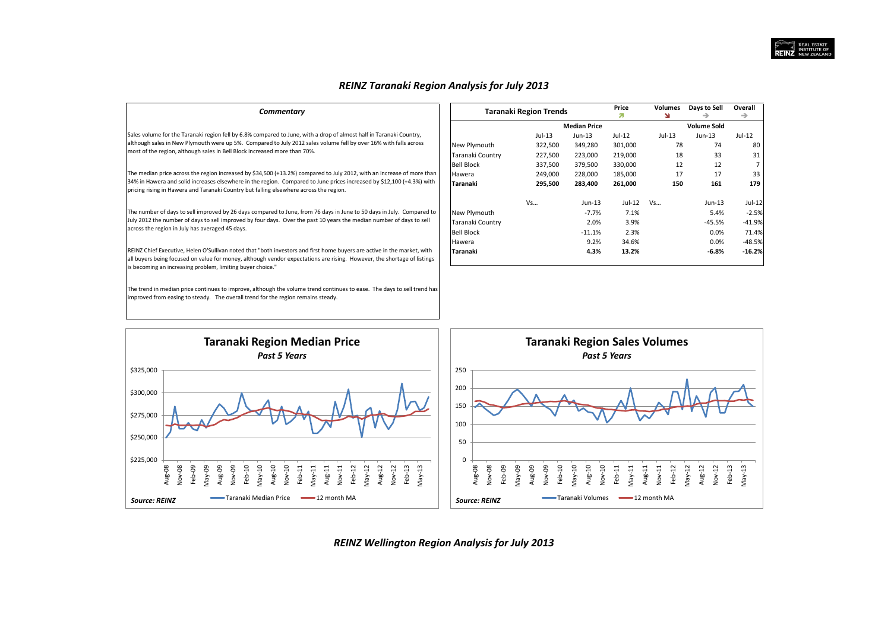# *REINZ Taranaki Region Analysis for July 2013*

### *Commentary*

Sales volume for the Taranaki region fell by 6.8% compared to June, with a drop of almost half in Taranaki Country, although sales in New Plymouth were up 5%. Compared to July 2012 sales volume fell by over 16% with falls across most of the region, although sales in Bell Block increased more than 70%.

The median price across the region increased by $34,500 (+13.2%) compared to July 2012, with an increase of more than 34% in Hawera and solid increases elsewhere in the region. Compared to June prices increased by $12,100 (+4.3%) with pricing rising in Hawera and Taranaki Country but falling elsewhere across the region.

The number of days to sell improved by 26 days compared to June, from 76 days in June to 50 days in July. Compared to July 2012 the number of days to sell improved by four days. Over the past 10 years the median number of days to sell across the region in July has averaged 45 days.

REINZ Chief Executive, Helen O'Sullivan noted that "both investors and first home buyers are active in the market, with all buyers being focused on value for money, although vendor expectations are rising. However, the shortage of listings is becoming an increasing problem, limiting buyer choice."

The trend in median price continues to improve, although the volume trend continues to ease. The days to sell trend has improved from easing to steady. The overall trend for the region remains steady.

| Taranaki Region Trends | | | Price ↗ | Volumes ↘ | Days to Sell → | Overall → |
|---|---|---|---|---|---|---|
| | Median Price | | | Volume Sold | | |
| | Jul-13 | Jun-13 | Jul-12 | Jul-13 | Jun-13 | Jul-12 |
| New Plymouth | 322,500 | 349,280 | 301,000 | 78 | 74 | 80 |
| Taranaki Country | 227,500 | 223,000 | 219,000 | 18 | 33 | 31 |
| Bell Block | 337,500 | 379,500 | 330,000 | 12 | 12 | 7 |
| Hawera | 249,000 | 228,000 | 185,000 | 17 | 17 | 33 |
| **Taranaki** | **295,500** | **283,400** | **261,000** | **150** | **161** | **179** |
| | Vs… | Jun-13 | Jul-12 | Vs… | Jun-13 | Jul-12 |
| New Plymouth | | -7.7% | 7.1% | | 5.4% | -2.5% |
| Taranaki Country | | 2.0% | 3.9% | | -45.5% | -41.9% |
| Bell Block | | -11.1% | 2.3% | | 0.0% | 71.4% |
| Hawera | | 9.2% | 34.6% | | 0.0% | -48.5% |
| **Taranaki** | | **4.3%** | **13.2%** | | **-6.8%** | **-16.2%** |

**Taranaki Region Median Price**
*Past 5 Years*

*Source: REINZ* — Taranaki Median Price — 12 month MA

**Taranaki Region Sales Volumes**
*Past 5 Years*

*Source: REINZ* — Taranaki Volumes — 12 month MA

# *REINZ Wellington Region Analysis for July 2013*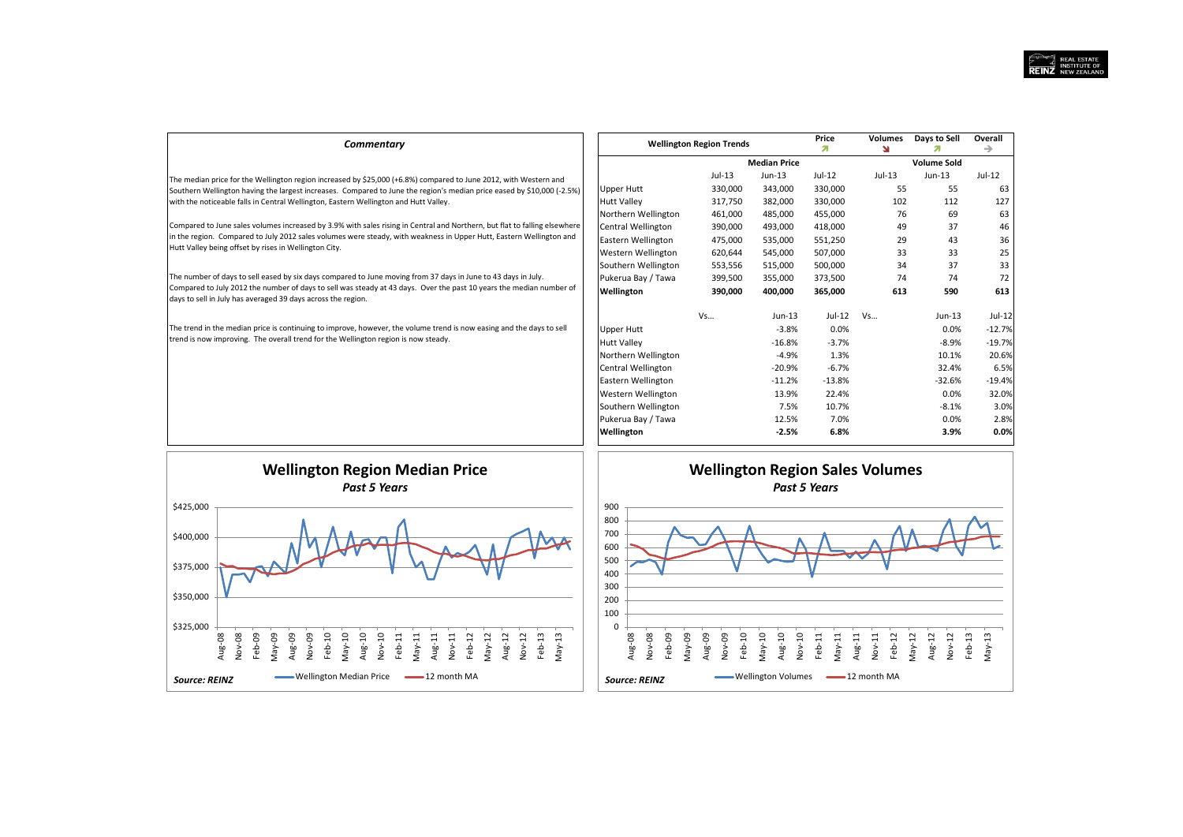### Commentary

The median price for the Wellington region increased by $25,000 (+6.8%) compared to June 2012, with Western and Southern Wellington having the largest increases. Compared to June the region's median price eased by $10,000 (-2.5%) with the noticeable falls in Central Wellington, Eastern Wellington and Hutt Valley.

Compared to June sales volumes increased by 3.9% with sales rising in Central and Northern, but flat to falling elsewhere in the region. Compared to July 2012 sales volumes were steady, with weakness in Upper Hutt, Eastern Wellington and Hutt Valley being offset by rises in Wellington City.

The number of days to sell eased by six days compared to June moving from 37 days in June to 43 days in July. Compared to July 2012 the number of days to sell was steady at 43 days. Over the past 10 years the median number of days to sell in July has averaged 39 days across the region.

The trend in the median price is continuing to improve, however, the volume trend is now easing and the days to sell trend is now improving. The overall trend for the Wellington region is now steady.

| Wellington Region Trends | Price ↗ | Volumes ↘ | Days to Sell ↗ | Overall → | | |
|---|---|---|---|---|---|---|
| | Median Price | | | Volume Sold | | |
| | Jul-13 | Jun-13 | Jul-12 | Jul-13 | Jun-13 | Jul-12 |
| Upper Hutt | 330,000 | 343,000 | 330,000 | 55 | 55 | 63 |
| Hutt Valley | 317,750 | 382,000 | 330,000 | 102 | 112 | 127 |
| Northern Wellington | 461,000 | 485,000 | 455,000 | 76 | 69 | 63 |
| Central Wellington | 390,000 | 493,000 | 418,000 | 49 | 37 | 46 |
| Eastern Wellington | 475,000 | 535,000 | 551,250 | 29 | 43 | 36 |
| Western Wellington | 620,644 | 545,000 | 507,000 | 33 | 33 | 25 |
| Southern Wellington | 553,556 | 515,000 | 500,000 | 34 | 37 | 33 |
| Pukerua Bay / Tawa | 399,500 | 355,000 | 373,500 | 74 | 74 | 72 |
| **Wellington** | **390,000** | **400,000** | **365,000** | **613** | **590** | **613** |
| | Vs... | Jun-13 | Jul-12 | Vs... | Jun-13 | Jul-12 |
| Upper Hutt | | -3.8% | 0.0% | | 0.0% | -12.7% |
| Hutt Valley | | -16.8% | -3.7% | | -8.9% | -19.7% |
| Northern Wellington | | -4.9% | 1.3% | | 10.1% | 20.6% |
| Central Wellington | | -20.9% | -6.7% | | 32.4% | 6.5% |
| Eastern Wellington | | -11.2% | -13.8% | | -32.6% | -19.4% |
| Western Wellington | | 13.9% | 22.4% | | 0.0% | 32.0% |
| Southern Wellington | | 7.5% | 10.7% | | -8.1% | 3.0% |
| Pukerua Bay / Tawa | | 12.5% | 7.0% | | 0.0% | 2.8% |
| **Wellington** | | **-2.5%** | **6.8%** | | **3.9%** | **0.0%** |

## Wellington Region Median Price
*Past 5 Years*

*Source: REINZ* — Wellington Median Price; 12 month MA

## Wellington Region Sales Volumes
*Past 5 Years*

*Source: REINZ* — Wellington Volumes; 12 month MA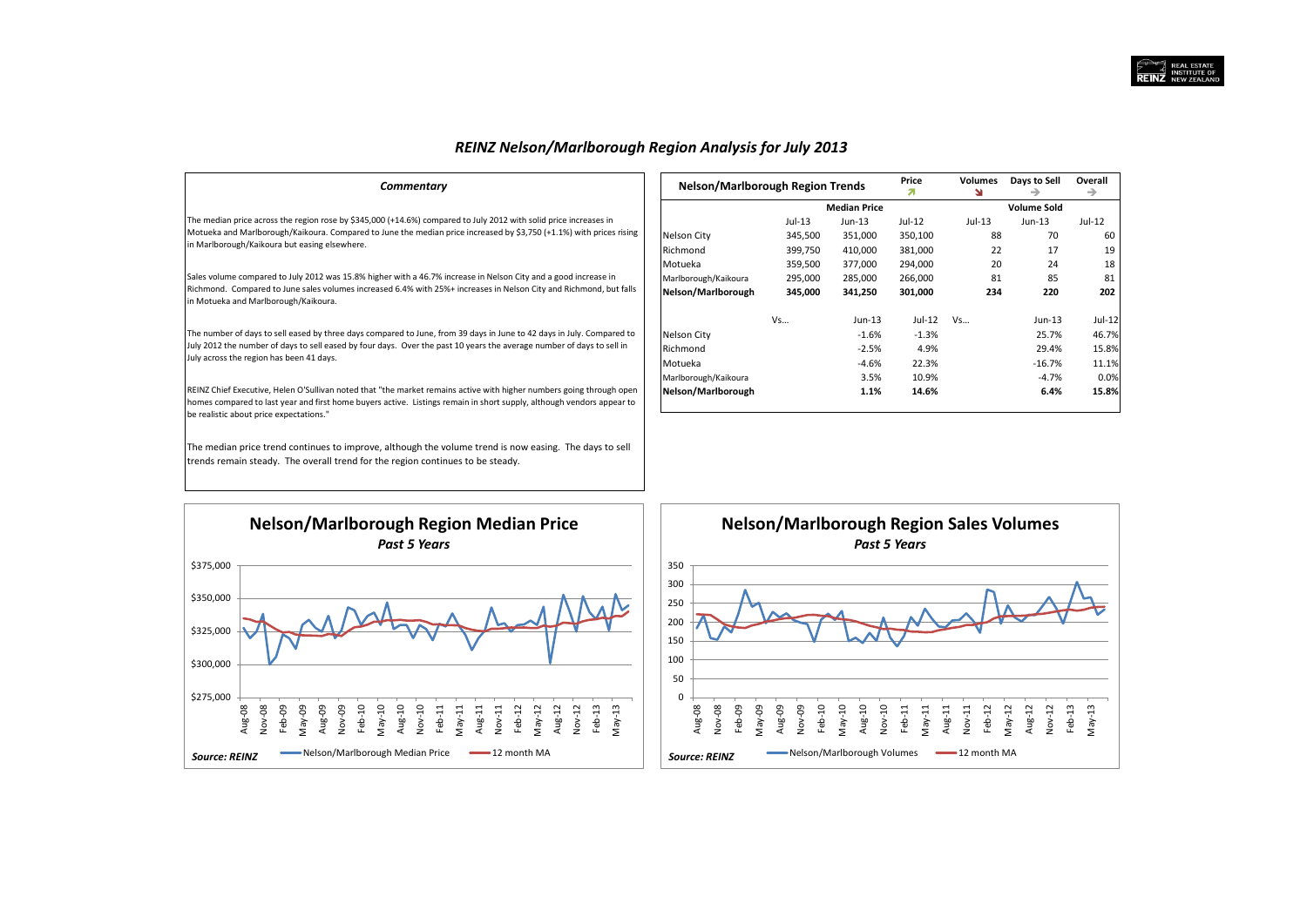# *REINZ Nelson/Marlborough Region Analysis for July 2013*

## *Commentary*

The median price across the region rose by $345,000 (+14.6%) compared to July 2012 with solid price increases in Motueka and Marlborough/Kaikoura. Compared to June the median price increased by $3,750 (+1.1%) with prices rising in Marlborough/Kaikoura but easing elsewhere.

Sales volume compared to July 2012 was 15.8% higher with a 46.7% increase in Nelson City and a good increase in Richmond. Compared to June sales volumes increased 6.4% with 25%+ increases in Nelson City and Richmond, but falls in Motueka and Marlborough/Kaikoura.

The number of days to sell eased by three days compared to June, from 39 days in June to 42 days in July. Compared to July 2012 the number of days to sell eased by four days. Over the past 10 years the average number of days to sell in July across the region has been 41 days.

REINZ Chief Executive, Helen O'Sullivan noted that "the market remains active with higher numbers going through open homes compared to last year and first home buyers active. Listings remain in short supply, although vendors appear to be realistic about price expectations."

The median price trend continues to improve, although the volume trend is now easing. The days to sell trends remain steady. The overall trend for the region continues to be steady.

| Nelson/Marlborough Region Trends | | | Price ↗ | Volumes ↘ | Days to Sell → | Overall → |
|---|---|---|---|---|---|---|
| | Median Price | | | Volume Sold | | |
| | Jul-13 | Jun-13 | Jul-12 | Jul-13 | Jun-13 | Jul-12 |
| Nelson City | 345,500 | 351,000 | 350,100 | 88 | 70 | 60 |
| Richmond | 399,750 | 410,000 | 381,000 | 22 | 17 | 19 |
| Motueka | 359,500 | 377,000 | 294,000 | 20 | 24 | 18 |
| Marlborough/Kaikoura | 295,000 | 285,000 | 266,000 | 81 | 85 | 81 |
| **Nelson/Marlborough** | **345,000** | **341,250** | **301,000** | **234** | **220** | **202** |
| | Vs... | Jun-13 | Jul-12 | Vs... | Jun-13 | Jul-12 |
| Nelson City | | -1.6% | -1.3% | | 25.7% | 46.7% |
| Richmond | | -2.5% | 4.9% | | 29.4% | 15.8% |
| Motueka | | -4.6% | 22.3% | | -16.7% | 11.1% |
| Marlborough/Kaikoura | | 3.5% | 10.9% | | -4.7% | 0.0% |
| **Nelson/Marlborough** | | **1.1%** | **14.6%** | | **6.4%** | **15.8%** |

**Nelson/Marlborough Region Median Price**
*Past 5 Years*

Legend: Nelson/Marlborough Median Price; 12 month MA

*Source: REINZ*

**Nelson/Marlborough Region Sales Volumes**
*Past 5 Years*

Legend: Nelson/Marlborough Volumes; 12 month MA

*Source: REINZ*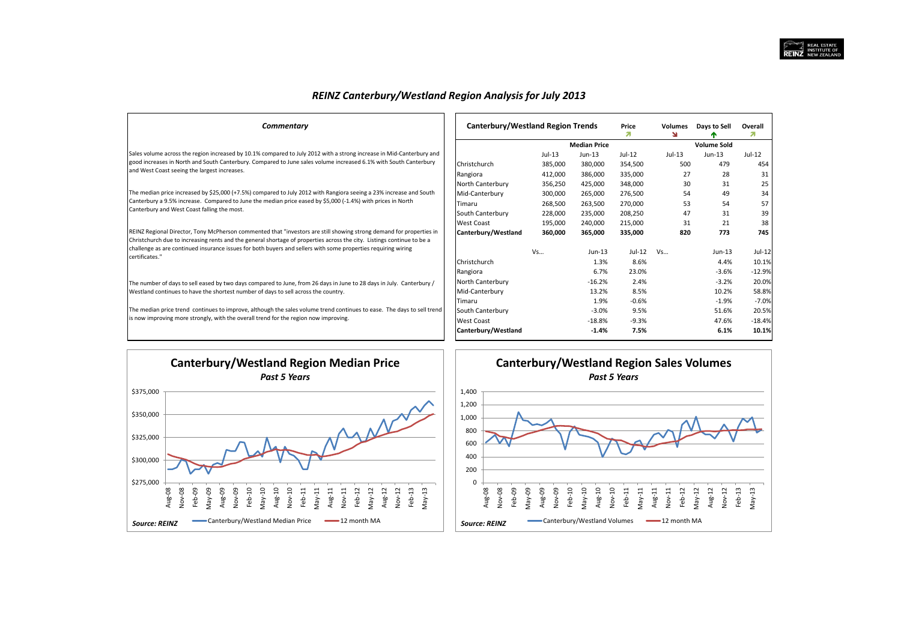# *REINZ Canterbury/Westland Region Analysis for July 2013*

### *Commentary*

Sales volume across the region increased by 10.1% compared to July 2012 with a strong increase in Mid-Canterbury and good increases in North and South Canterbury. Compared to June sales volume increased 6.1% with South Canterbury and West Coast seeing the largest increases.

The median price increased by $25,000 (+7.5%) compared to July 2012 with Rangiora seeing a 23% increase and South Canterbury a 9.5% increase. Compared to June the median price eased by $5,000 (-1.4%) with prices in North Canterbury and West Coast falling the most.

REINZ Regional Director, Tony McPherson commented that "investors are still showing strong demand for properties in Christchurch due to increasing rents and the general shortage of properties across the city. Listings continue to be a challenge as are continued insurance issues for both buyers and sellers with some properties requiring wiring certificates."

The number of days to sell eased by two days compared to June, from 26 days in June to 28 days in July. Canterbury / Westland continues to have the shortest number of days to sell across the country.

The median price trend continues to improve, although the sales volume trend continues to ease. The days to sell trend is now improving more strongly, with the overall trend for the region now improving.

| Canterbury/Westland Region Trends | | | Price ↗ | Volumes ↘ | Days to Sell ↑ | Overall ↗ |
|---|---|---|---|---|---|---|
| | | Median Price | | | Volume Sold | |
| | Jul-13 | Jun-13 | Jul-12 | Jul-13 | Jun-13 | Jul-12 |
| Christchurch | 385,000 | 380,000 | 354,500 | 500 | 479 | 454 |
| Rangiora | 412,000 | 386,000 | 335,000 | 27 | 28 | 31 |
| North Canterbury | 356,250 | 425,000 | 348,000 | 30 | 31 | 25 |
| Mid-Canterbury | 300,000 | 265,000 | 276,500 | 54 | 49 | 34 |
| Timaru | 268,500 | 263,500 | 270,000 | 53 | 54 | 57 |
| South Canterbury | 228,000 | 235,000 | 208,250 | 47 | 31 | 39 |
| West Coast | 195,000 | 240,000 | 215,000 | 31 | 21 | 38 |
| **Canterbury/Westland** | **360,000** | **365,000** | **335,000** | **820** | **773** | **745** |
| | Vs... | Jun-13 | Jul-12 | Vs... | Jun-13 | Jul-12 |
| Christchurch | | 1.3% | 8.6% | | 4.4% | 10.1% |
| Rangiora | | 6.7% | 23.0% | | -3.6% | -12.9% |
| North Canterbury | | -16.2% | 2.4% | | -3.2% | 20.0% |
| Mid-Canterbury | | 13.2% | 8.5% | | 10.2% | 58.8% |
| Timaru | | 1.9% | -0.6% | | -1.9% | -7.0% |
| South Canterbury | | -3.0% | 9.5% | | 51.6% | 20.5% |
| West Coast | | -18.8% | -9.3% | | 47.6% | -18.4% |
| **Canterbury/Westland** | | **-1.4%** | **7.5%** | | **6.1%** | **10.1%** |

## Canterbury/Westland Region Median Price
*Past 5 Years*

Canterbury/Westland Median Price — 12 month MA

*Source: REINZ*

## Canterbury/Westland Region Sales Volumes
*Past 5 Years*

Canterbury/Westland Volumes — 12 month MA

*Source: REINZ*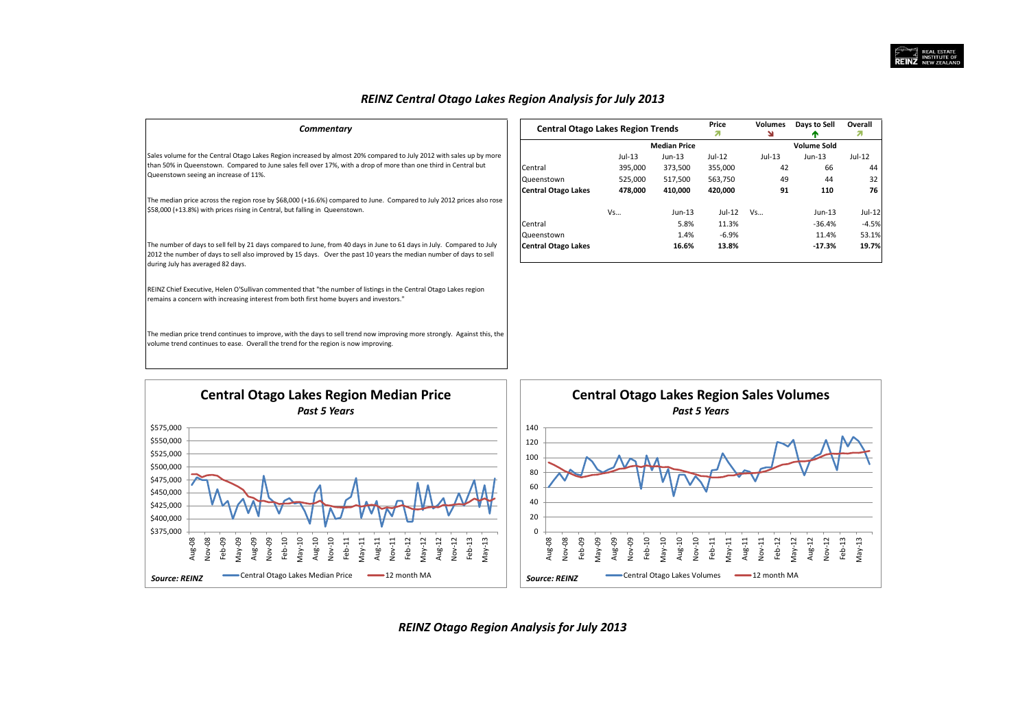# REINZ Central Otago Lakes Region Analysis for July 2013

### Commentary

Sales volume for the Central Otago Lakes Region increased by almost 20% compared to July 2012 with sales up by more than 50% in Queenstown. Compared to June sales fell over 17%, with a drop of more than one third in Central but Queenstown seeing an increase of 11%.

The median price across the region rose by $68,000 (+16.6%) compared to June. Compared to July 2012 prices also rose $58,000 (+13.8%) with prices rising in Central, but falling in Queenstown.

The number of days to sell fell by 21 days compared to June, from 40 days in June to 61 days in July. Compared to July 2012 the number of days to sell also improved by 15 days. Over the past 10 years the median number of days to sell during July has averaged 82 days.

REINZ Chief Executive, Helen O'Sullivan commented that "the number of listings in the Central Otago Lakes region remains a concern with increasing interest from both first home buyers and investors."

The median price trend continues to improve, with the days to sell trend now improving more strongly. Against this, the volume trend continues to ease. Overall the trend for the region is now improving.

| Central Otago Lakes Region Trends | | | Price ↗ | Volumes ↘ | Days to Sell ↑ | Overall ↗ |
|---|---|---|---|---|---|---|
| | | Median Price | | | Volume Sold | |
| | Jul-13 | Jun-13 | Jul-12 | Jul-13 | Jun-13 | Jul-12 |
| Central | 395,000 | 373,500 | 355,000 | 42 | 66 | 44 |
| Queenstown | 525,000 | 517,500 | 563,750 | 49 | 44 | 32 |
| **Central Otago Lakes** | **478,000** | **410,000** | **420,000** | **91** | **110** | **76** |
| | Vs... | Jun-13 | Jul-12 | Vs... | Jun-13 | Jul-12 |
| Central | | 5.8% | 11.3% | | -36.4% | -4.5% |
| Queenstown | | 1.4% | -6.9% | | 11.4% | 53.1% |
| **Central Otago Lakes** | | **16.6%** | **13.8%** | | **-17.3%** | **19.7%** |

**Central Otago Lakes Region Median Price**
*Past 5 Years*

Source: REINZ — Central Otago Lakes Median Price; 12 month MA

**Central Otago Lakes Region Sales Volumes**
*Past 5 Years*

Source: REINZ — Central Otago Lakes Volumes; 12 month MA

# REINZ Otago Region Analysis for July 2013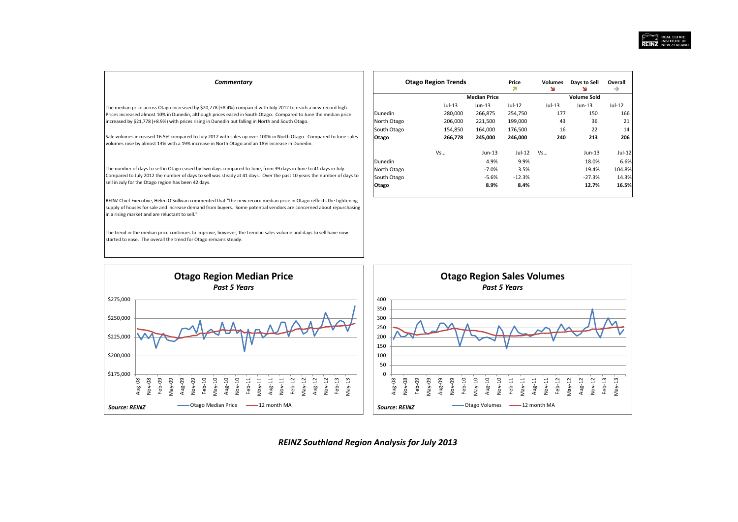## Commentary

The median price across Otago increased by $20,778 (+8.4%) compared with July 2012 to reach a new record high. Prices increased almost 10% in Dunedin, although prices eased in South Otago. Compared to June the median price increased by $21,778 (+8.9%) with prices rising in Dunedin but falling in North and South Otago.

Sale volumes increased 16.5% compared to July 2012 with sales up over 100% in North Otago. Compared to June sales volumes rose by almost 13% with a 19% increase in North Otago and an 18% increase in Dunedin.

The number of days to sell in Otago eased by two days compared to June, from 39 days in June to 41 days in July. Compared to July 2012 the number of days to sell was steady at 41 days. Over the past 10 years the number of days to sell in July for the Otago region has been 42 days.

REINZ Chief Executive, Helen O'Sullivan commented that "the new record median price in Otago reflects the tightening supply of houses for sale and increase demand from buyers. Some potential vendors are concerned about repurchasing in a rising market and are reluctant to sell."

The trend in the median price continues to improve, however, the trend in sales volume and days to sell have now started to ease. The overall the trend for Otago remains steady.

| Otago Region Trends | | | Price ↗ | Volumes ↘ | Days to Sell ↘ | Overall → |
|---|---|---|---|---|---|---|
| | | Median Price | | | Volume Sold | |
| | Jul-13 | Jun-13 | Jul-12 | Jul-13 | Jun-13 | Jul-12 |
| Dunedin | 280,000 | 266,875 | 254,750 | 177 | 150 | 166 |
| North Otago | 206,000 | 221,500 | 199,000 | 43 | 36 | 21 |
| South Otago | 154,850 | 164,000 | 176,500 | 16 | 22 | 14 |
| **Otago** | **266,778** | **245,000** | **246,000** | **240** | **213** | **206** |
| | Vs... | Jun-13 | Jul-12 | Vs... | Jun-13 | Jul-12 |
| Dunedin | | 4.9% | 9.9% | | 18.0% | 6.6% |
| North Otago | | -7.0% | 3.5% | | 19.4% | 104.8% |
| South Otago | | -5.6% | -12.3% | | -27.3% | 14.3% |
| **Otago** | | **8.9%** | **8.4%** | | **12.7%** | **16.5%** |

### Otago Region Median Price
*Past 5 Years*

*Source: REINZ* — Otago Median Price — 12 month MA

### Otago Region Sales Volumes
*Past 5 Years*

*Source: REINZ* — Otago Volumes — 12 month MA

*REINZ Southland Region Analysis for July 2013*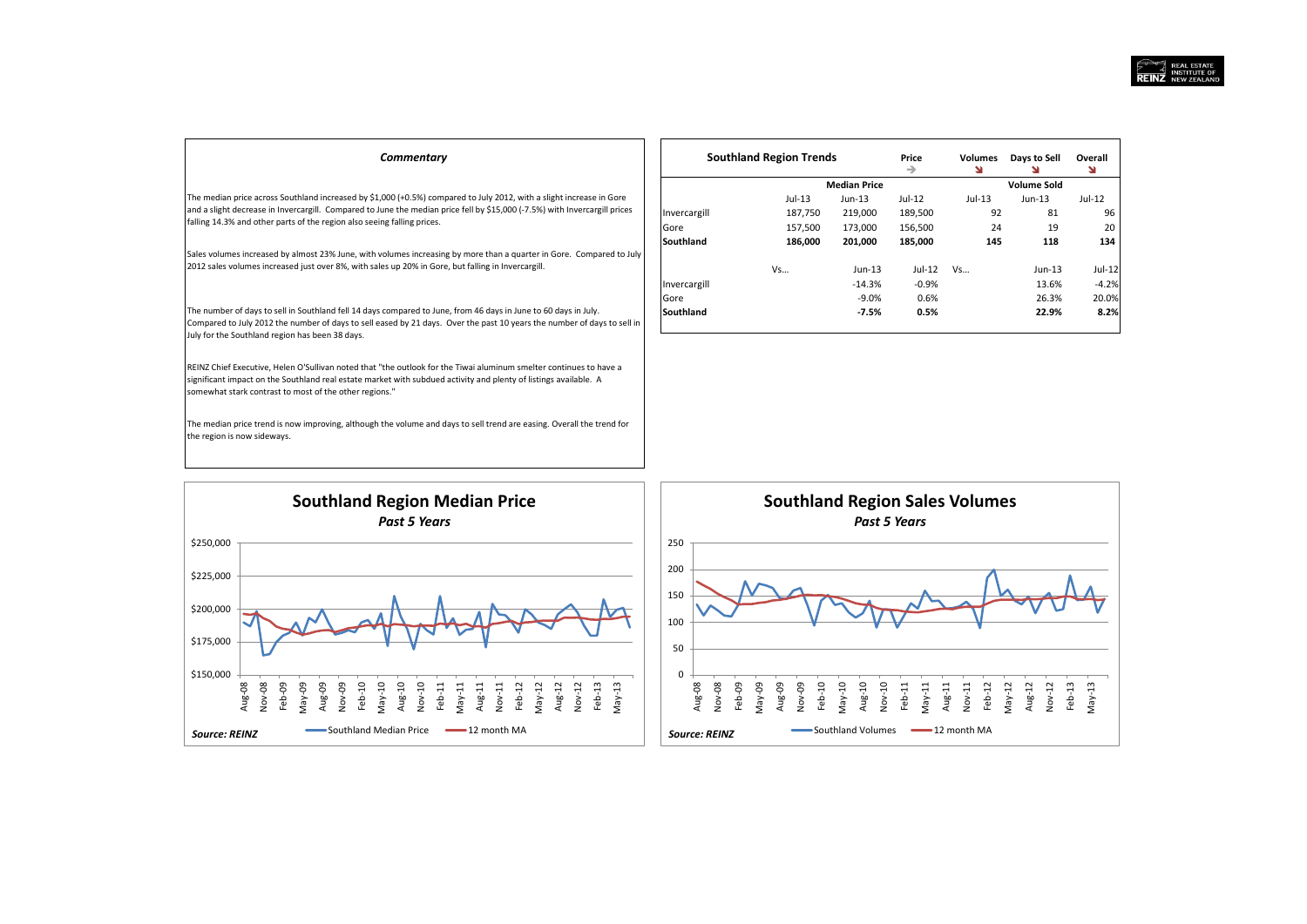### *Commentary*

The median price across Southland increased by $1,000 (+0.5%) compared to July 2012, with a slight increase in Gore and a slight decrease in Invercargill. Compared to June the median price fell by $15,000 (-7.5%) with Invercargill prices falling 14.3% and other parts of the region also seeing falling prices.

Sales volumes increased by almost 23% June, with volumes increasing by more than a quarter in Gore. Compared to July 2012 sales volumes increased just over 8%, with sales up 20% in Gore, but falling in Invercargill.

The number of days to sell in Southland fell 14 days compared to June, from 46 days in June to 60 days in July. Compared to July 2012 the number of days to sell eased by 21 days. Over the past 10 years the number of days to sell in July for the Southland region has been 38 days.

REINZ Chief Executive, Helen O'Sullivan noted that "the outlook for the Tiwai aluminum smelter continues to have a significant impact on the Southland real estate market with subdued activity and plenty of listings available. A somewhat stark contrast to most of the other regions."

The median price trend is now improving, although the volume and days to sell trend are easing. Overall the trend for the region is now sideways.

| Southland Region Trends | | | Price → | Volumes ↘ | Days to Sell ↘ | Overall ↘ |
|---|---|---|---|---|---|---|
| | Median Price | | | Volume Sold | | |
| | Jul-13 | Jun-13 | Jul-12 | Jul-13 | Jun-13 | Jul-12 |
| Invercargill | 187,750 | 219,000 | 189,500 | 92 | 81 | 96 |
| Gore | 157,500 | 173,000 | 156,500 | 24 | 19 | 20 |
| **Southland** | **186,000** | **201,000** | **185,000** | **145** | **118** | **134** |
| | Vs... | Jun-13 | Jul-12 | Vs... | Jun-13 | Jul-12 |
| Invercargill | | -14.3% | -0.9% | | 13.6% | -4.2% |
| Gore | | -9.0% | 0.6% | | 26.3% | 20.0% |
| **Southland** | | **-7.5%** | **0.5%** | | **22.9%** | **8.2%** |

**Southland Region Median Price**
*Past 5 Years*
$250,000
$225,000
$200,000
$175,000
$150,000
Aug-08 Nov-08 Feb-09 May-09 Aug-09 Nov-09 Feb-10 May-10 Aug-10 Nov-10 Feb-11 May-11 Aug-11 Nov-11 Feb-12 May-12 Aug-12 Nov-12 Feb-13 May-13
*Source: REINZ*
Southland Median Price — 12 month MA

**Southland Region Sales Volumes**
*Past 5 Years*
250
200
150
100
50
0
Aug-08 Nov-08 Feb-09 May-09 Aug-09 Nov-09 Feb-10 May-10 Aug-10 Nov-10 Feb-11 May-11 Aug-11 Nov-11 Feb-12 May-12 Aug-12 Nov-12 Feb-13 May-13
*Source: REINZ*
Southland Volumes — 12 month MA